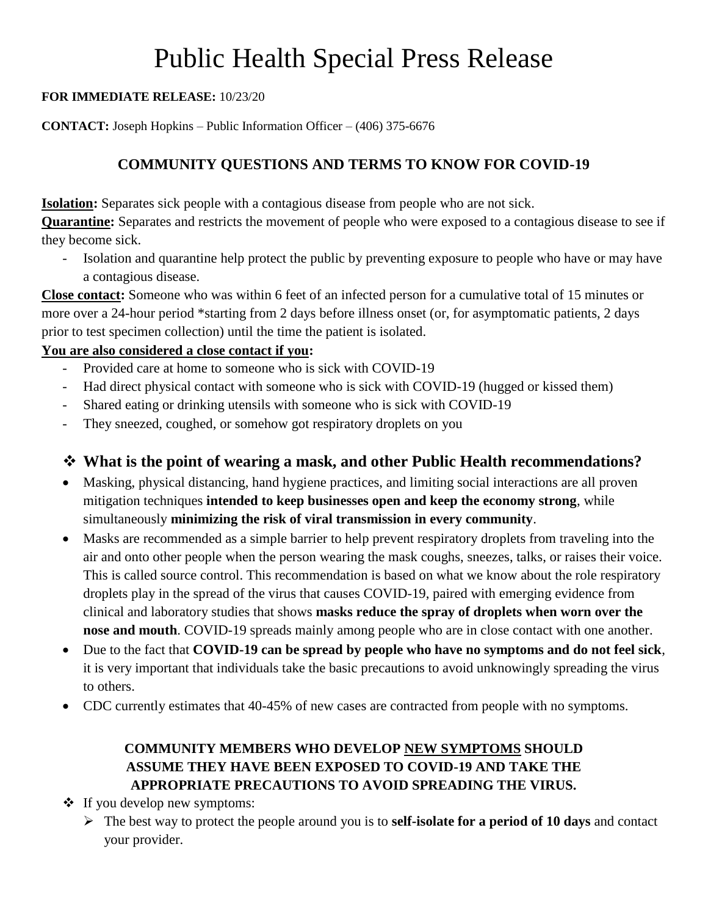# Public Health Special Press Release

**FOR IMMEDIATE RELEASE:** 10/23/20

**CONTACT:** Joseph Hopkins – Public Information Officer – (406) 375-6676

## COMMUNITY QUESTIONS AND TERMS TO KNOW FOR COVID-19

**Isolation:** Separates sick people with a contagious disease from people who are not sick.

**Quarantine:** Separates and restricts the movement of people who were exposed to a contagious disease to see if they become sick.

- Isolation and quarantine help protect the public by preventing exposure to people who have or may have a contagious disease.

**Close contact:** Someone who was within 6 feet of an infected person for a cumulative total of 15 minutes or more over a 24-hour period *starting from 2 days before illness onset (or, for asymptomatic patients, 2 days prior to test specimen collection) until the time the patient is isolated.

**You are also considered a close contact if you:**

- Provided care at home to someone who is sick with COVID-19
- Had direct physical contact with someone who is sick with COVID-19 (hugged or kissed them)
- Shared eating or drinking utensils with someone who is sick with COVID-19
- They sneezed, coughed, or somehow got respiratory droplets on you

### ❖ What is the point of wearing a mask, and other Public Health recommendations?

- Masking, physical distancing, hand hygiene practices, and limiting social interactions are all proven mitigation techniques **intended to keep businesses open and keep the economy strong**, while simultaneously **minimizing the risk of viral transmission in every community**.
- Masks are recommended as a simple barrier to help prevent respiratory droplets from traveling into the air and onto other people when the person wearing the mask coughs, sneezes, talks, or raises their voice. This is called source control. This recommendation is based on what we know about the role respiratory droplets play in the spread of the virus that causes COVID-19, paired with emerging evidence from clinical and laboratory studies that shows **masks reduce the spray of droplets when worn over the nose and mouth**. COVID-19 spreads mainly among people who are in close contact with one another.
- Due to the fact that **COVID-19 can be spread by people who have no symptoms and do not feel sick**, it is very important that individuals take the basic precautions to avoid unknowingly spreading the virus to others.
- CDC currently estimates that 40-45% of new cases are contracted from people with no symptoms.

**COMMUNITY MEMBERS WHO DEVELOP NEW SYMPTOMS SHOULD ASSUME THEY HAVE BEEN EXPOSED TO COVID-19 AND TAKE THE APPROPRIATE PRECAUTIONS TO AVOID SPREADING THE VIRUS.**

- ❖ If you develop new symptoms:
  - ➢ The best way to protect the people around you is to **self-isolate for a period of 10 days** and contact your provider.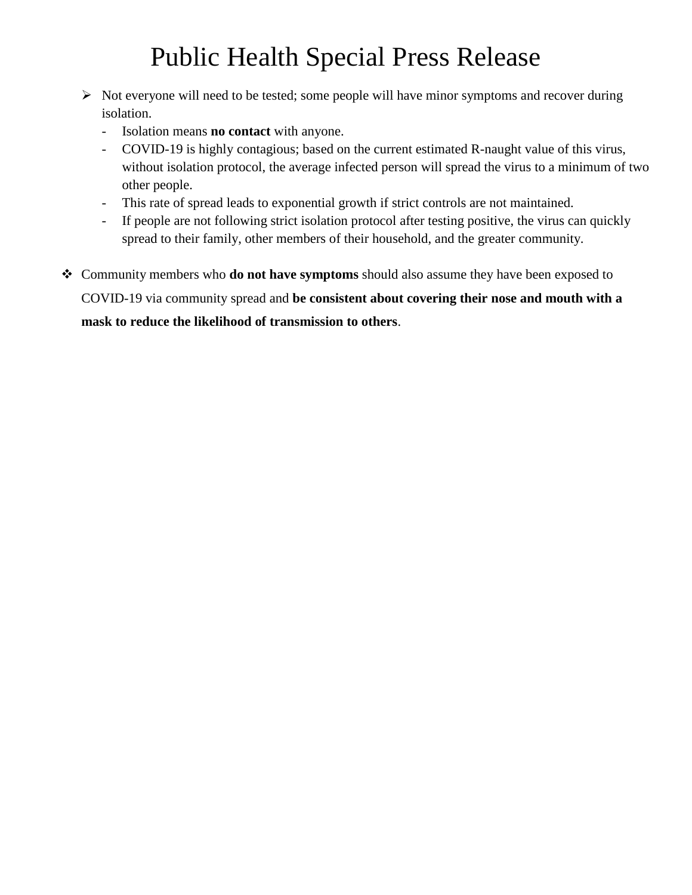# Public Health Special Press Release

- Not everyone will need to be tested; some people will have minor symptoms and recover during isolation.
  - Isolation means **no contact** with anyone.
  - COVID-19 is highly contagious; based on the current estimated R-naught value of this virus, without isolation protocol, the average infected person will spread the virus to a minimum of two other people.
  - This rate of spread leads to exponential growth if strict controls are not maintained.
  - If people are not following strict isolation protocol after testing positive, the virus can quickly spread to their family, other members of their household, and the greater community.

- Community members who **do not have symptoms** should also assume they have been exposed to COVID-19 via community spread and **be consistent about covering their nose and mouth with a mask to reduce the likelihood of transmission to others**.